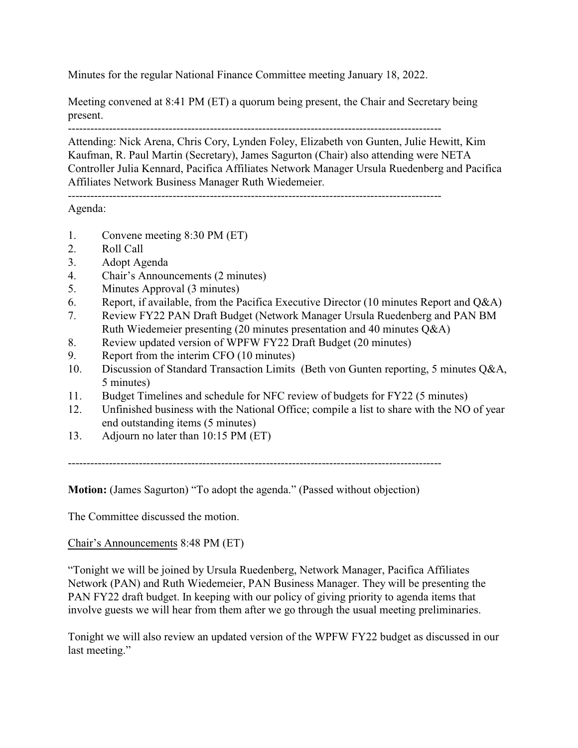Minutes for the regular National Finance Committee meeting January 18, 2022.

Meeting convened at 8:41 PM (ET) a quorum being present, the Chair and Secretary being present.

---

Attending: Nick Arena, Chris Cory, Lynden Foley, Elizabeth von Gunten, Julie Hewitt, Kim Kaufman, R. Paul Martin (Secretary), James Sagurton (Chair) also attending were NETA Controller Julia Kennard, Pacifica Affiliates Network Manager Ursula Ruedenberg and Pacifica Affiliates Network Business Manager Ruth Wiedemeier.

---

Agenda:

1. Convene meeting 8:30 PM (ET)
2. Roll Call
3. Adopt Agenda
4. Chair's Announcements (2 minutes)
5. Minutes Approval (3 minutes)
6. Report, if available, from the Pacifica Executive Director (10 minutes Report and Q&A)
7. Review FY22 PAN Draft Budget (Network Manager Ursula Ruedenberg and PAN BM Ruth Wiedemeier presenting (20 minutes presentation and 40 minutes Q&A)
8. Review updated version of WPFW FY22 Draft Budget (20 minutes)
9. Report from the interim CFO (10 minutes)
10. Discussion of Standard Transaction Limits (Beth von Gunten reporting, 5 minutes Q&A, 5 minutes)
11. Budget Timelines and schedule for NFC review of budgets for FY22 (5 minutes)
12. Unfinished business with the National Office; compile a list to share with the NO of year end outstanding items (5 minutes)
13. Adjourn no later than 10:15 PM (ET)

---

**Motion:** (James Sagurton) "To adopt the agenda." (Passed without objection)

The Committee discussed the motion.

Chair's Announcements 8:48 PM (ET)

"Tonight we will be joined by Ursula Ruedenberg, Network Manager, Pacifica Affiliates Network (PAN) and Ruth Wiedemeier, PAN Business Manager. They will be presenting the PAN FY22 draft budget. In keeping with our policy of giving priority to agenda items that involve guests we will hear from them after we go through the usual meeting preliminaries.

Tonight we will also review an updated version of the WPFW FY22 budget as discussed in our last meeting."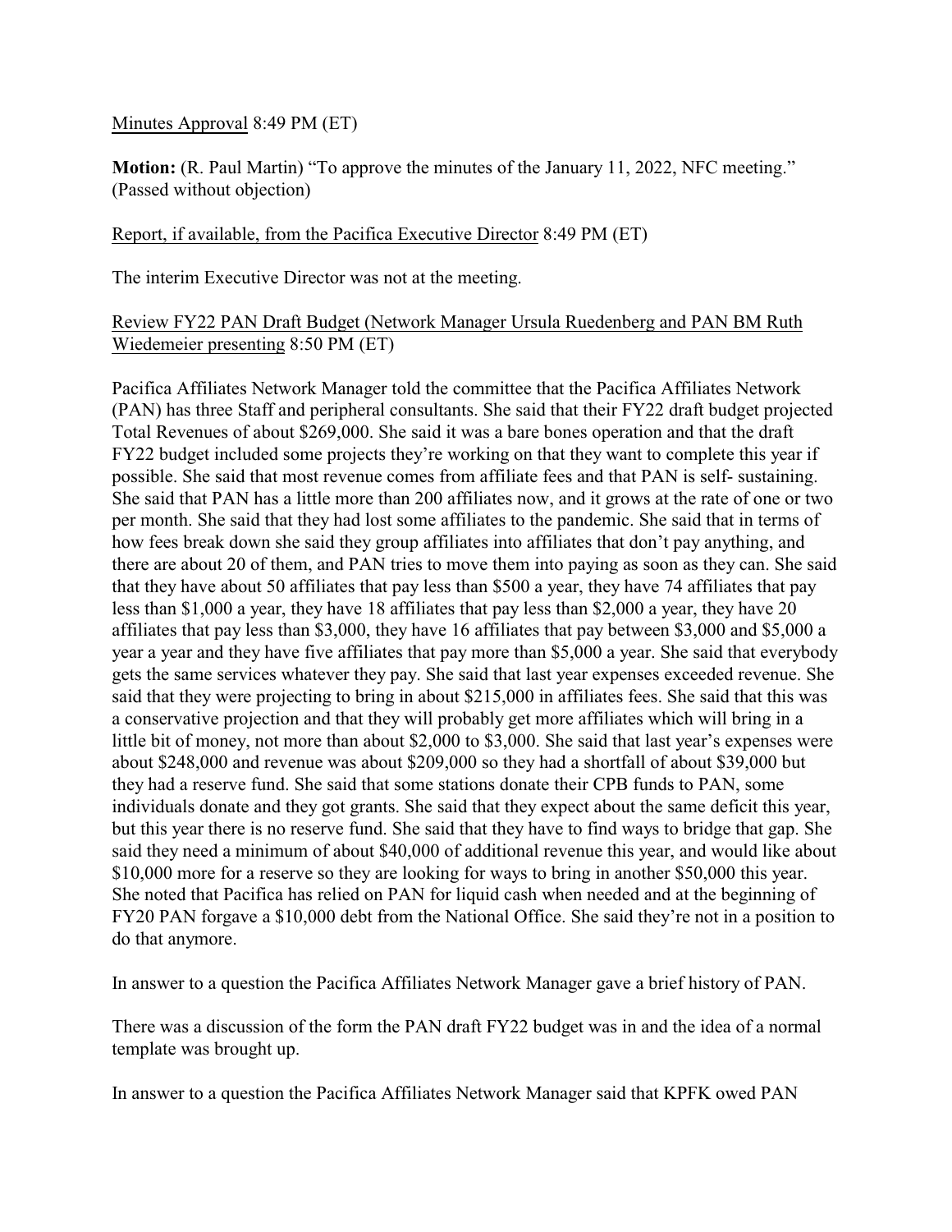Minutes Approval 8:49 PM (ET)

**Motion:** (R. Paul Martin) "To approve the minutes of the January 11, 2022, NFC meeting." (Passed without objection)

Report, if available, from the Pacifica Executive Director 8:49 PM (ET)

The interim Executive Director was not at the meeting.

Review FY22 PAN Draft Budget (Network Manager Ursula Ruedenberg and PAN BM Ruth Wiedemeier presenting 8:50 PM (ET)

Pacifica Affiliates Network Manager told the committee that the Pacifica Affiliates Network (PAN) has three Staff and peripheral consultants. She said that their FY22 draft budget projected Total Revenues of about $269,000. She said it was a bare bones operation and that the draft FY22 budget included some projects they're working on that they want to complete this year if possible. She said that most revenue comes from affiliate fees and that PAN is self- sustaining. She said that PAN has a little more than 200 affiliates now, and it grows at the rate of one or two per month. She said that they had lost some affiliates to the pandemic. She said that in terms of how fees break down she said they group affiliates into affiliates that don't pay anything, and there are about 20 of them, and PAN tries to move them into paying as soon as they can. She said that they have about 50 affiliates that pay less than $500 a year, they have 74 affiliates that pay less than $1,000 a year, they have 18 affiliates that pay less than $2,000 a year, they have 20 affiliates that pay less than $3,000, they have 16 affiliates that pay between $3,000 and $5,000 a year a year and they have five affiliates that pay more than $5,000 a year. She said that everybody gets the same services whatever they pay. She said that last year expenses exceeded revenue. She said that they were projecting to bring in about $215,000 in affiliates fees. She said that this was a conservative projection and that they will probably get more affiliates which will bring in a little bit of money, not more than about $2,000 to $3,000. She said that last year's expenses were about $248,000 and revenue was about $209,000 so they had a shortfall of about $39,000 but they had a reserve fund. She said that some stations donate their CPB funds to PAN, some individuals donate and they got grants. She said that they expect about the same deficit this year, but this year there is no reserve fund. She said that they have to find ways to bridge that gap. She said they need a minimum of about $40,000 of additional revenue this year, and would like about $10,000 more for a reserve so they are looking for ways to bring in another $50,000 this year. She noted that Pacifica has relied on PAN for liquid cash when needed and at the beginning of FY20 PAN forgave a $10,000 debt from the National Office. She said they're not in a position to do that anymore.

In answer to a question the Pacifica Affiliates Network Manager gave a brief history of PAN.

There was a discussion of the form the PAN draft FY22 budget was in and the idea of a normal template was brought up.

In answer to a question the Pacifica Affiliates Network Manager said that KPFK owed PAN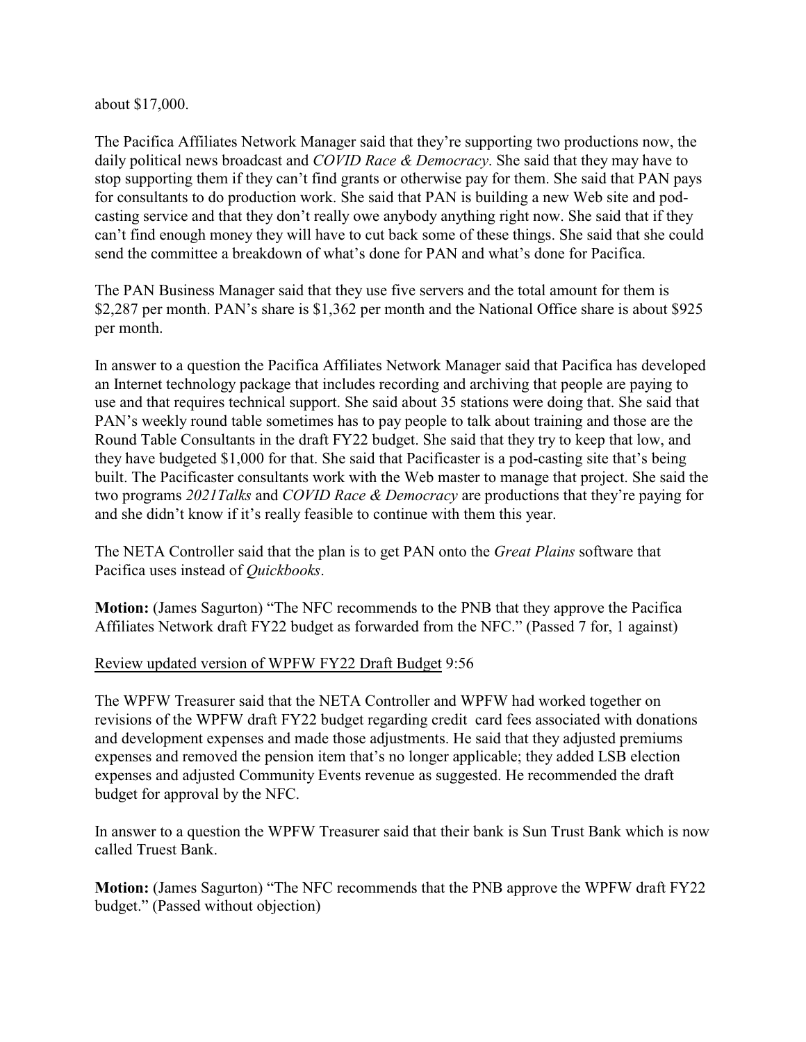about $17,000.

The Pacifica Affiliates Network Manager said that they're supporting two productions now, the daily political news broadcast and *COVID Race & Democracy*. She said that they may have to stop supporting them if they can't find grants or otherwise pay for them. She said that PAN pays for consultants to do production work. She said that PAN is building a new Web site and pod-casting service and that they don't really owe anybody anything right now. She said that if they can't find enough money they will have to cut back some of these things. She said that she could send the committee a breakdown of what's done for PAN and what's done for Pacifica.

The PAN Business Manager said that they use five servers and the total amount for them is $2,287 per month. PAN's share is $1,362 per month and the National Office share is about $925 per month.

In answer to a question the Pacifica Affiliates Network Manager said that Pacifica has developed an Internet technology package that includes recording and archiving that people are paying to use and that requires technical support. She said about 35 stations were doing that. She said that PAN's weekly round table sometimes has to pay people to talk about training and those are the Round Table Consultants in the draft FY22 budget. She said that they try to keep that low, and they have budgeted $1,000 for that. She said that Pacificaster is a pod-casting site that's being built. The Pacificaster consultants work with the Web master to manage that project. She said the two programs *2021Talks* and *COVID Race & Democracy* are productions that they're paying for and she didn't know if it's really feasible to continue with them this year.

The NETA Controller said that the plan is to get PAN onto the *Great Plains* software that Pacifica uses instead of *Quickbooks*.

**Motion:** (James Sagurton) "The NFC recommends to the PNB that they approve the Pacifica Affiliates Network draft FY22 budget as forwarded from the NFC." (Passed 7 for, 1 against)

<u>Review updated version of WPFW FY22 Draft Budget</u> 9:56

The WPFW Treasurer said that the NETA Controller and WPFW had worked together on revisions of the WPFW draft FY22 budget regarding credit card fees associated with donations and development expenses and made those adjustments. He said that they adjusted premiums expenses and removed the pension item that's no longer applicable; they added LSB election expenses and adjusted Community Events revenue as suggested. He recommended the draft budget for approval by the NFC.

In answer to a question the WPFW Treasurer said that their bank is Sun Trust Bank which is now called Truest Bank.

**Motion:** (James Sagurton) "The NFC recommends that the PNB approve the WPFW draft FY22 budget." (Passed without objection)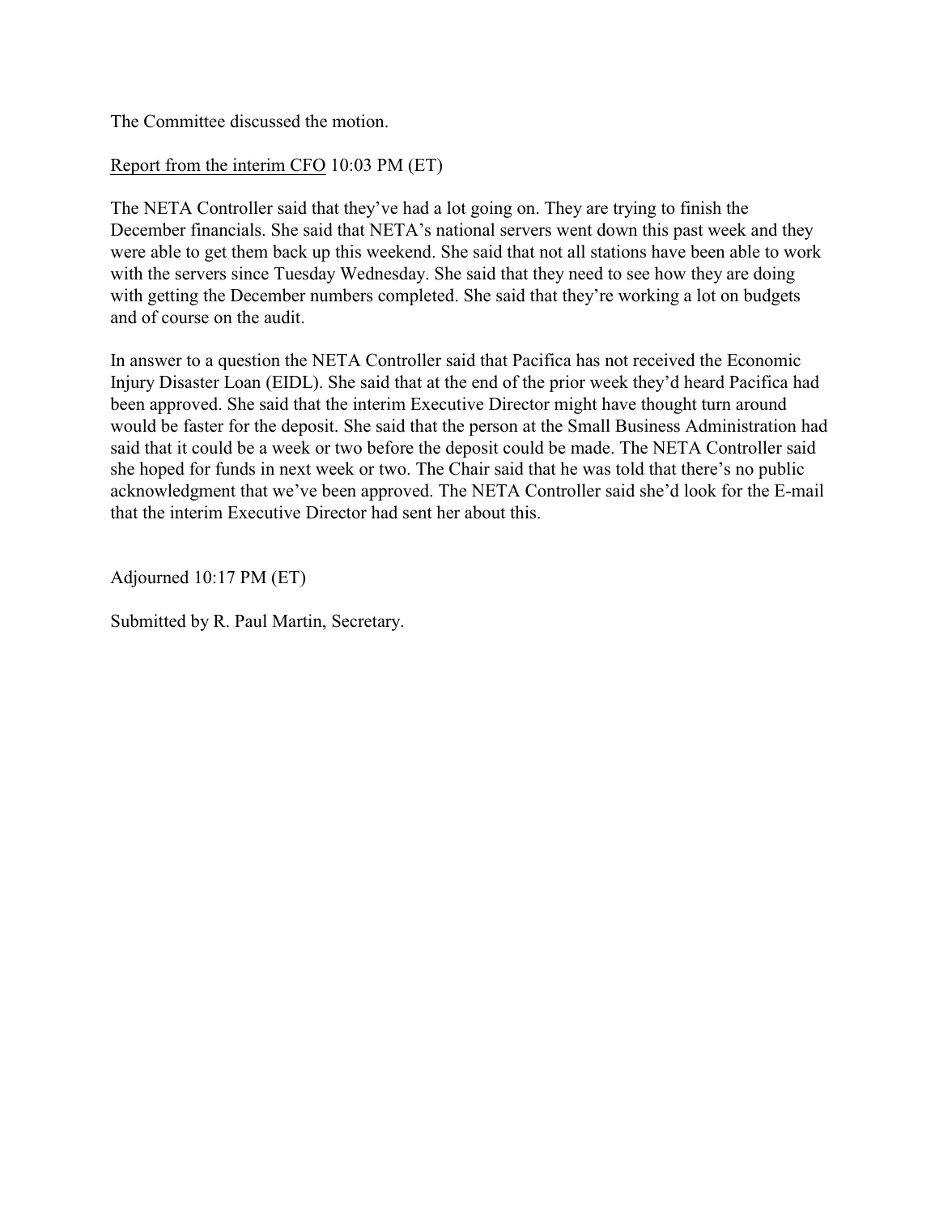The Committee discussed the motion.

Report from the interim CFO 10:03 PM (ET)

The NETA Controller said that they've had a lot going on. They are trying to finish the December financials. She said that NETA's national servers went down this past week and they were able to get them back up this weekend. She said that not all stations have been able to work with the servers since Tuesday Wednesday. She said that they need to see how they are doing with getting the December numbers completed. She said that they're working a lot on budgets and of course on the audit.

In answer to a question the NETA Controller said that Pacifica has not received the Economic Injury Disaster Loan (EIDL). She said that at the end of the prior week they'd heard Pacifica had been approved. She said that the interim Executive Director might have thought turn around would be faster for the deposit. She said that the person at the Small Business Administration had said that it could be a week or two before the deposit could be made. The NETA Controller said she hoped for funds in next week or two. The Chair said that he was told that there's no public acknowledgment that we've been approved. The NETA Controller said she'd look for the E-mail that the interim Executive Director had sent her about this.

Adjourned 10:17 PM (ET)

Submitted by R. Paul Martin, Secretary.